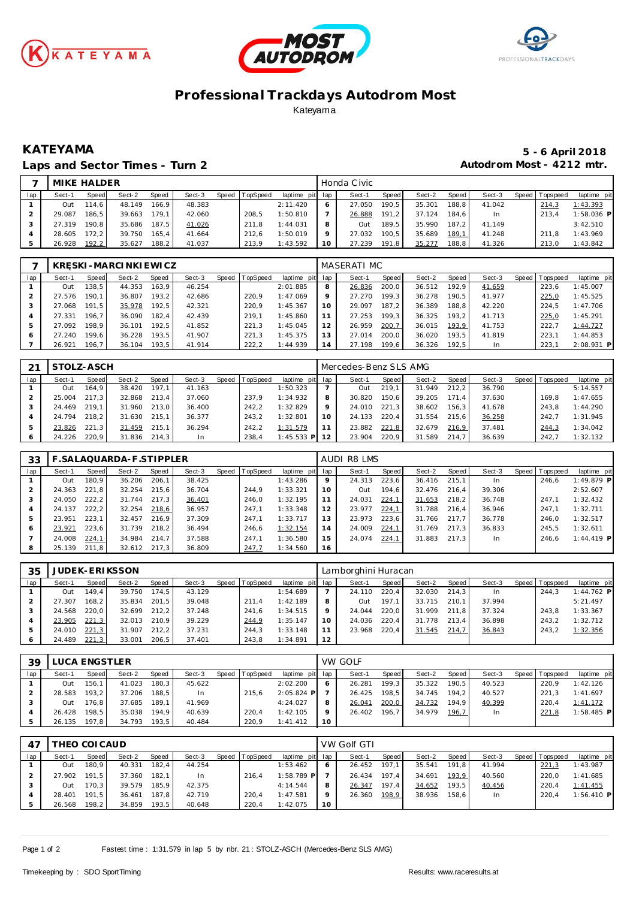# Professional Trackdays Autodrom Most

Kateyama

## KATEYAMA

**5 - 6 April 2018**

## Laps and Sector Times - Turn 2

**Autodrom Most - 4212 mtr.**

| 7 | MIKE HALDER | | | | | | | | Honda Civic | | | | | | | | |
|---|---|---|---|---|---|---|---|---|---|---|---|---|---|---|---|---|---|
| lap | Sect-1 | Speed | Sect-2 | Speed | Sect-3 | Speed | TopSpeed | laptime pit | lap | Sect-1 | Speed | Sect-2 | Speed | Sect-3 | Speed | Topspeed | laptime pit |
| 1 | Out | 114,6 | 48.149 | 166,9 | 48.383 | | | 2:11.420 | 6 | 27.050 | 190,5 | 35.301 | 188,8 | 41.042 | | 214,3 | 1:43.393 |
| 2 | 29.087 | 186,5 | 39.663 | 179,1 | 42.060 | | 208,5 | 1:50.810 | 7 | 26.888 | 191,2 | 37.124 | 184,6 | In | | 213,4 | 1:58.036 P |
| 3 | 27.319 | 190,8 | 35.686 | 187,5 | 41.026 | | 211,8 | 1:44.031 | 8 | Out | 189,5 | 35.990 | 187,2 | 41.149 | | | 3:42.510 |
| 4 | 28.605 | 172,2 | 39.750 | 165,4 | 41.664 | | 212,6 | 1:50.019 | 9 | 27.032 | 190,5 | 35.689 | 189,1 | 41.248 | | 211,8 | 1:43.969 |
| 5 | 26.928 | 192,2 | 35.627 | 188,2 | 41.037 | | 213,9 | 1:43.592 | 10 | 27.239 | 191,8 | 35.277 | 188,8 | 41.326 | | 213,0 | 1:43.842 |

| 7 | KRĘSKI-MARCINKIEWICZ | | | | | | | | MASERATI MC | | | | | | | | |
|---|---|---|---|---|---|---|---|---|---|---|---|---|---|---|---|---|---|
| lap | Sect-1 | Speed | Sect-2 | Speed | Sect-3 | Speed | TopSpeed | laptime pit | lap | Sect-1 | Speed | Sect-2 | Speed | Sect-3 | Speed | Topspeed | laptime pit |
| 1 | Out | 138,5 | 44.353 | 163,9 | 46.254 | | | 2:01.885 | 8 | 26.836 | 200,0 | 36.512 | 192,9 | 41.659 | | 223,6 | 1:45.007 |
| 2 | 27.576 | 190,1 | 36.807 | 193,2 | 42.686 | | 220,9 | 1:47.069 | 9 | 27.270 | 199,3 | 36.278 | 190,5 | 41.977 | | 225,0 | 1:45.525 |
| 3 | 27.068 | 191,5 | 35.978 | 192,5 | 42.321 | | 220,9 | 1:45.367 | 10 | 29.097 | 187,2 | 36.389 | 188,8 | 42.220 | | 224,5 | 1:47.706 |
| 4 | 27.331 | 196,7 | 36.090 | 182,4 | 42.439 | | 219,1 | 1:45.860 | 11 | 27.253 | 199,3 | 36.325 | 193,2 | 41.713 | | 225,0 | 1:45.291 |
| 5 | 27.092 | 198,9 | 36.101 | 192,5 | 41.852 | | 221,3 | 1:45.045 | 12 | 26.959 | 200,7 | 36.015 | 193,9 | 41.753 | | 222,7 | 1:44.727 |
| 6 | 27.240 | 199,6 | 36.228 | 193,5 | 41.907 | | 221,3 | 1:45.375 | 13 | 27.014 | 200,0 | 36.020 | 193,5 | 41.819 | | 223,1 | 1:44.853 |
| 7 | 26.921 | 196,7 | 36.104 | 193,5 | 41.914 | | 222,2 | 1:44.939 | 14 | 27.198 | 199,6 | 36.326 | 192,5 | In | | 223,1 | 2:08.931 P |

| 21 | STOLZ-ASCH | | | | | | | | Mercedes-Benz SLS AMG | | | | | | | | |
|---|---|---|---|---|---|---|---|---|---|---|---|---|---|---|---|---|---|
| lap | Sect-1 | Speed | Sect-2 | Speed | Sect-3 | Speed | TopSpeed | laptime pit | lap | Sect-1 | Speed | Sect-2 | Speed | Sect-3 | Speed | Topspeed | laptime pit |
| 1 | Out | 164,9 | 38.420 | 197,1 | 41.163 | | | 1:50.323 | 7 | Out | 219,1 | 31.949 | 212,2 | 36.790 | | | 5:14.557 |
| 2 | 25.004 | 217,3 | 32.868 | 213,4 | 37.060 | | 237,9 | 1:34.932 | 8 | 30.820 | 150,6 | 39.205 | 171,4 | 37.630 | | 169,8 | 1:47.655 |
| 3 | 24.469 | 219,1 | 31.960 | 213,0 | 36.400 | | 242,2 | 1:32.829 | 9 | 24.010 | 221,3 | 38.602 | 156,3 | 41.678 | | 243,8 | 1:44.290 |
| 4 | 24.794 | 218,2 | 31.630 | 215,1 | 36.377 | | 243,2 | 1:32.801 | 10 | 24.133 | 220,4 | 31.554 | 215,6 | 36.258 | | 242,7 | 1:31.945 |
| 5 | 23.826 | 221,3 | 31.459 | 215,1 | 36.294 | | 242,2 | 1:31.579 | 11 | 23.882 | 221,8 | 32.679 | 216,9 | 37.481 | | 244,3 | 1:34.042 |
| 6 | 24.226 | 220,9 | 31.836 | 214,3 | In | | 238,4 | 1:45.533 P | 12 | 23.904 | 220,9 | 31.589 | 214,7 | 36.639 | | 242,7 | 1:32.132 |

| 33 | F.SALAQUARDA-F.STIPPLER | | | | | | | | AUDI R8 LMS | | | | | | | | |
|---|---|---|---|---|---|---|---|---|---|---|---|---|---|---|---|---|---|
| lap | Sect-1 | Speed | Sect-2 | Speed | Sect-3 | Speed | TopSpeed | laptime pit | lap | Sect-1 | Speed | Sect-2 | Speed | Sect-3 | Speed | Topspeed | laptime pit |
| 1 | Out | 180,9 | 36.206 | 206,1 | 38.425 | | | 1:43.286 | 9 | 24.313 | 223,6 | 36.416 | 215,1 | In | | 246,6 | 1:49.879 P |
| 2 | 24.363 | 221,8 | 32.254 | 215,6 | 36.704 | | 244,9 | 1:33.321 | 10 | Out | 194,6 | 32.476 | 216,4 | 39.306 | | | 2:52.607 |
| 3 | 24.050 | 222,2 | 31.744 | 217,3 | 36.401 | | 246,0 | 1:32.195 | 11 | 24.031 | 224,1 | 31.653 | 218,2 | 36.748 | | 247,1 | 1:32.432 |
| 4 | 24.137 | 222,2 | 32.254 | 218,6 | 36.957 | | 247,1 | 1:33.348 | 12 | 23.977 | 224,1 | 31.788 | 216,4 | 36.946 | | 247,1 | 1:32.711 |
| 5 | 23.951 | 223,1 | 32.457 | 216,9 | 37.309 | | 247,1 | 1:33.717 | 13 | 23.973 | 223,6 | 31.766 | 217,7 | 36.778 | | 246,0 | 1:32.517 |
| 6 | 23.921 | 223,6 | 31.739 | 218,2 | 36.494 | | 246,6 | 1:32.154 | 14 | 24.009 | 224,1 | 31.769 | 217,3 | 36.833 | | 245,5 | 1:32.611 |
| 7 | 24.008 | 224,1 | 34.984 | 214,7 | 37.588 | | 247,1 | 1:36.580 | 15 | 24.074 | 224,1 | 31.883 | 217,3 | In | | 246,6 | 1:44.419 P |
| 8 | 25.139 | 211,8 | 32.612 | 217,3 | 36.809 | | 247,7 | 1:34.560 | 16 | | | | | | | | |

| 35 | JUDEK-ERIKSSON | | | | | | | | Lamborghini Huracan | | | | | | | | |
|---|---|---|---|---|---|---|---|---|---|---|---|---|---|---|---|---|---|
| lap | Sect-1 | Speed | Sect-2 | Speed | Sect-3 | Speed | TopSpeed | laptime pit | lap | Sect-1 | Speed | Sect-2 | Speed | Sect-3 | Speed | Topspeed | laptime pit |
| 1 | Out | 149,4 | 39.750 | 174,5 | 43.129 | | | 1:54.689 | 7 | 24.110 | 220,4 | 32.030 | 214,3 | In | | 244,3 | 1:44.762 P |
| 2 | 27.307 | 168,2 | 35.834 | 201,5 | 39.048 | | 211,4 | 1:42.189 | 8 | Out | 197,1 | 33.715 | 210,1 | 37.994 | | | 5:21.497 |
| 3 | 24.568 | 220,0 | 32.699 | 212,2 | 37.248 | | 241,6 | 1:34.515 | 9 | 24.044 | 220,0 | 31.999 | 211,8 | 37.324 | | 243,8 | 1:33.367 |
| 4 | 23.905 | 221,3 | 32.013 | 210,9 | 39.229 | | 244,9 | 1:35.147 | 10 | 24.036 | 220,4 | 31.778 | 213,4 | 36.898 | | 243,2 | 1:32.712 |
| 5 | 24.010 | 221,3 | 31.907 | 212,2 | 37.231 | | 244,3 | 1:33.148 | 11 | 23.968 | 220,4 | 31.545 | 214,7 | 36.843 | | 243,2 | 1:32.356 |
| 6 | 24.489 | 221,3 | 33.001 | 206,5 | 37.401 | | 243,8 | 1:34.891 | 12 | | | | | | | | |

| 39 | LUCA ENGSTLER | | | | | | | | VW GOLF | | | | | | | | |
|---|---|---|---|---|---|---|---|---|---|---|---|---|---|---|---|---|---|
| lap | Sect-1 | Speed | Sect-2 | Speed | Sect-3 | Speed | TopSpeed | laptime pit | lap | Sect-1 | Speed | Sect-2 | Speed | Sect-3 | Speed | Topspeed | laptime pit |
| 1 | Out | 156,1 | 41.023 | 180,3 | 45.622 | | | 2:02.200 | 6 | 26.281 | 199,3 | 35.322 | 190,5 | 40.523 | | 220,9 | 1:42.126 |
| 2 | 28.583 | 193,2 | 37.206 | 188,5 | In | | 215,6 | 2:05.824 P | 7 | 26.425 | 198,5 | 34.745 | 194,2 | 40.527 | | 221,3 | 1:41.697 |
| 3 | Out | 176,8 | 37.685 | 189,1 | 41.969 | | | 4:24.027 | 8 | 26.041 | 200,0 | 34.732 | 194,9 | 40.399 | | 220,4 | 1:41.172 |
| 4 | 26.428 | 198,5 | 35.038 | 194,9 | 40.639 | | 220,4 | 1:42.105 | 9 | 26.402 | 196,7 | 34.979 | 196,7 | In | | 221,8 | 1:58.485 P |
| 5 | 26.135 | 197,8 | 34.793 | 193,5 | 40.484 | | 220,9 | 1:41.412 | 10 | | | | | | | | |

| 47 | THEO COICAUD | | | | | | | | VW Golf GTI | | | | | | | | |
|---|---|---|---|---|---|---|---|---|---|---|---|---|---|---|---|---|---|
| lap | Sect-1 | Speed | Sect-2 | Speed | Sect-3 | Speed | TopSpeed | laptime pit | lap | Sect-1 | Speed | Sect-2 | Speed | Sect-3 | Speed | Topspeed | laptime pit |
| 1 | Out | 180,9 | 40.331 | 182,4 | 44.254 | | | 1:53.462 | 6 | 26.452 | 197,1 | 35.541 | 191,8 | 41.994 | | 221,3 | 1:43.987 |
| 2 | 27.902 | 191,5 | 37.360 | 182,1 | In | | 216,4 | 1:58.789 P | 7 | 26.434 | 197,4 | 34.691 | 193,9 | 40.560 | | 220,0 | 1:41.685 |
| 3 | Out | 170,3 | 39.579 | 185,9 | 42.375 | | | 4:14.544 | 8 | 26.347 | 197,4 | 34.652 | 193,5 | 40.456 | | 220,4 | 1:41.455 |
| 4 | 28.401 | 191,5 | 36.461 | 187,8 | 42.719 | | 220,4 | 1:47.581 | 9 | 26.360 | 198,9 | 38.936 | 158,6 | In | | 220,4 | 1:56.410 P |
| 5 | 26.568 | 198,2 | 34.859 | 193,5 | 40.648 | | 220,4 | 1:42.075 | 10 | | | | | | | | |

Fastest time : 1:31.579 in lap 5 by nbr. 21 : STOLZ-ASCH (Mercedes-Benz SLS AMG)

Timekeeping by : SDO SportTiming

Results: www.raceresults.at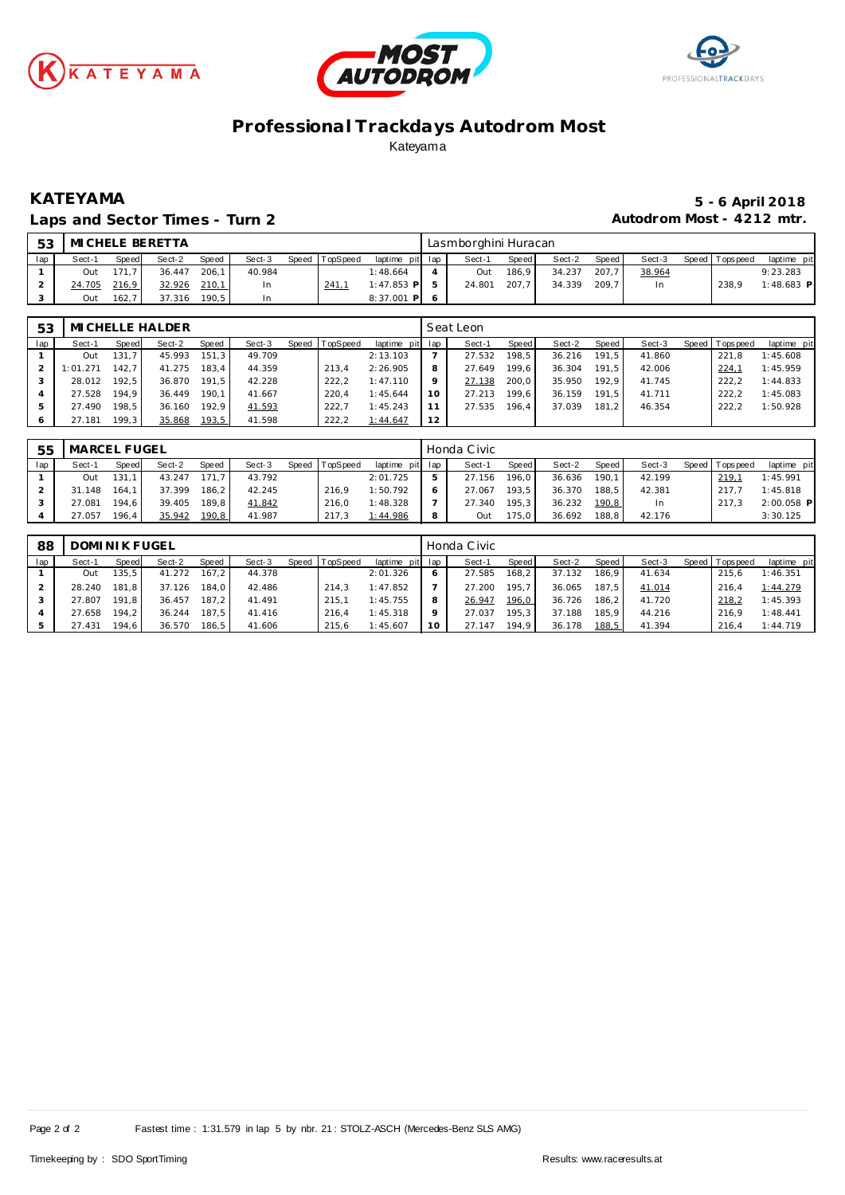# Professional Trackdays Autodrom Most

Kateyama

## KATEYAMA

**5 - 6 April 2018**

### Laps and Sector Times - Turn 2

**Autodrom Most - 4212 mtr.**

| 53 | MICHELE BERETTA | | | | | | | | Lasmborghini Huracan | | | | | | | | |
|---|---|---|---|---|---|---|---|---|---|---|---|---|---|---|---|---|---|
| lap | Sect-1 | Speed | Sect-2 | Speed | Sect-3 | Speed | TopSpeed | laptime pit | lap | Sect-1 | Speed | Sect-2 | Speed | Sect-3 | Speed | Topspeed | laptime pit |
| 1 | Out | 171,7 | 36.447 | 206,1 | 40.984 | | | 1:48.664 | 4 | Out | 186,9 | 34.237 | 207,7 | 38.964 | | | 9:23.283 |
| 2 | 24.705 | 216,9 | 32.926 | 210,1 | In | | 241,1 | 1:47.853 P | 5 | 24.801 | 207,7 | 34.339 | 209,7 | In | | 238,9 | 1:48.683 P |
| 3 | Out | 162,7 | 37.316 | 190,5 | In | | | 8:37.001 P | 6 | | | | | | | | |

| 53 | MICHELLE HALDER | | | | | | | | Seat Leon | | | | | | | | |
|---|---|---|---|---|---|---|---|---|---|---|---|---|---|---|---|---|---|
| lap | Sect-1 | Speed | Sect-2 | Speed | Sect-3 | Speed | TopSpeed | laptime pit | lap | Sect-1 | Speed | Sect-2 | Speed | Sect-3 | Speed | Topspeed | laptime pit |
| 1 | Out | 131,7 | 45.993 | 151,3 | 49.709 | | | 2:13.103 | 7 | 27.532 | 198,5 | 36.216 | 191,5 | 41.860 | | 221,8 | 1:45.608 |
| 2 | 1:01.271 | 142,7 | 41.275 | 183,4 | 44.359 | | 213,4 | 2:26.905 | 8 | 27.649 | 199,6 | 36.304 | 191,5 | 42.006 | | 224,1 | 1:45.959 |
| 3 | 28.012 | 192,5 | 36.870 | 191,5 | 42.228 | | 222,2 | 1:47.110 | 9 | 27.138 | 200,0 | 35.950 | 192,9 | 41.745 | | 222,2 | 1:44.833 |
| 4 | 27.528 | 194,9 | 36.449 | 190,1 | 41.667 | | 220,4 | 1:45.644 | 10 | 27.213 | 199,6 | 36.159 | 191,5 | 41.711 | | 222,2 | 1:45.083 |
| 5 | 27.490 | 198,5 | 36.160 | 192,9 | 41.593 | | 222,7 | 1:45.243 | 11 | 27.535 | 196,4 | 37.039 | 181,2 | 46.354 | | 222,2 | 1:50.928 |
| 6 | 27.181 | 199,3 | 35.868 | 193,5 | 41.598 | | 222,2 | 1:44.647 | 12 | | | | | | | | |

| 55 | MARCEL FUGEL | | | | | | | | Honda Civic | | | | | | | | |
|---|---|---|---|---|---|---|---|---|---|---|---|---|---|---|---|---|---|
| lap | Sect-1 | Speed | Sect-2 | Speed | Sect-3 | Speed | TopSpeed | laptime pit | lap | Sect-1 | Speed | Sect-2 | Speed | Sect-3 | Speed | Topspeed | laptime pit |
| 1 | Out | 131,1 | 43.247 | 171,7 | 43.792 | | | 2:01.725 | 5 | 27.156 | 196,0 | 36.636 | 190,1 | 42.199 | | 219,1 | 1:45.991 |
| 2 | 31.148 | 164,1 | 37.399 | 186,2 | 42.245 | | 216,9 | 1:50.792 | 6 | 27.067 | 193,5 | 36.370 | 188,5 | 42.381 | | 217,7 | 1:45.818 |
| 3 | 27.081 | 194,6 | 39.405 | 189,8 | 41.842 | | 216,0 | 1:48.328 | 7 | 27.340 | 195,3 | 36.232 | 190,8 | In | | 217,3 | 2:00.058 P |
| 4 | 27.057 | 196,4 | 35.942 | 190,8 | 41.987 | | 217,3 | 1:44.986 | 8 | Out | 175,0 | 36.692 | 188,8 | 42.176 | | | 3:30.125 |

| 88 | DOMINIK FUGEL | | | | | | | | Honda Civic | | | | | | | | |
|---|---|---|---|---|---|---|---|---|---|---|---|---|---|---|---|---|---|
| lap | Sect-1 | Speed | Sect-2 | Speed | Sect-3 | Speed | TopSpeed | laptime pit | lap | Sect-1 | Speed | Sect-2 | Speed | Sect-3 | Speed | Topspeed | laptime pit |
| 1 | Out | 135,5 | 41.272 | 167,2 | 44.378 | | | 2:01.326 | 6 | 27.585 | 168,2 | 37.132 | 186,9 | 41.634 | | 215,6 | 1:46.351 |
| 2 | 28.240 | 181,8 | 37.126 | 184,0 | 42.486 | | 214,3 | 1:47.852 | 7 | 27.200 | 195,7 | 36.065 | 187,5 | 41.014 | | 216,4 | 1:44.279 |
| 3 | 27.807 | 191,8 | 36.457 | 187,2 | 41.491 | | 215,1 | 1:45.755 | 8 | 26.947 | 196,0 | 36.726 | 186,2 | 41.720 | | 218,2 | 1:45.393 |
| 4 | 27.658 | 194,2 | 36.244 | 187,5 | 41.416 | | 216,4 | 1:45.318 | 9 | 27.037 | 195,3 | 37.188 | 185,9 | 44.216 | | 216,9 | 1:48.441 |
| 5 | 27.431 | 194,6 | 36.570 | 186,5 | 41.606 | | 215,6 | 1:45.607 | 10 | 27.147 | 194,9 | 36.178 | 188,5 | 41.394 | | 216,4 | 1:44.719 |

Fastest time : 1:31.579 in lap 5 by nbr. 21 : STOLZ-ASCH (Mercedes-Benz SLS AMG)

Timekeeping by : SDO SportTiming

Results: www.raceresults.at